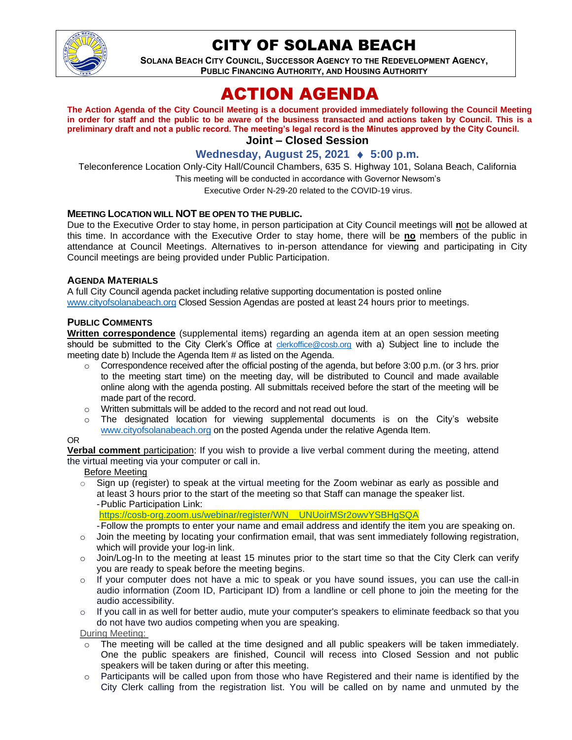# CITY OF SOLANA BEACH

**SOLANA BEACH CITY COUNCIL, SUCCESSOR AGENCY TO THE REDEVELOPMENT AGENCY, PUBLIC FINANCING AUTHORITY, AND HOUSING AUTHORITY**

# ACTION AGENDA

**The Action Agenda of the City Council Meeting is a document provided immediately following the Council Meeting in order for staff and the public to be aware of the business transacted and actions taken by Council. This is a preliminary draft and not a public record. The meeting's legal record is the Minutes approved by the City Council.**

## Joint – Closed Session

### Wednesday, August 25, 2021 ♦ 5:00 p.m.

Teleconference Location Only-City Hall/Council Chambers, 635 S. Highway 101, Solana Beach, California

This meeting will be conducted in accordance with Governor Newsom's Executive Order N-29-20 related to the COVID-19 virus.

**MEETING LOCATION WILL NOT BE OPEN TO THE PUBLIC.**

Due to the Executive Order to stay home, in person participation at City Council meetings will **n**ot be allowed at this time. In accordance with the Executive Order to stay home, there will be **no** members of the public in attendance at Council Meetings. Alternatives to in-person attendance for viewing and participating in City Council meetings are being provided under Public Participation.

**AGENDA MATERIALS**

A full City Council agenda packet including relative supporting documentation is posted online www.cityofsolanabeach.org Closed Session Agendas are posted at least 24 hours prior to meetings.

**PUBLIC COMMENTS**

**Written correspondence** (supplemental items) regarding an agenda item at an open session meeting should be submitted to the City Clerk's Office at clerkoffice@cosb.org with a) Subject line to include the meeting date b) Include the Agenda Item # as listed on the Agenda.

- Correspondence received after the official posting of the agenda, but before 3:00 p.m. (or 3 hrs. prior to the meeting start time) on the meeting day, will be distributed to Council and made available online along with the agenda posting. All submittals received before the start of the meeting will be made part of the record.
- Written submittals will be added to the record and not read out loud.
- The designated location for viewing supplemental documents is on the City's website www.cityofsolanabeach.org on the posted Agenda under the relative Agenda Item.

OR

**Verbal comment** participation: If you wish to provide a live verbal comment during the meeting, attend the virtual meeting via your computer or call in.

Before Meeting

- Sign up (register) to speak at the virtual meeting for the Zoom webinar as early as possible and at least 3 hours prior to the start of the meeting so that Staff can manage the speaker list.
  - Public Participation Link: https://cosb-org.zoom.us/webinar/register/WN__UNUoirMSr2owvYSBHgSQA
  - Follow the prompts to enter your name and email address and identify the item you are speaking on.
- Join the meeting by locating your confirmation email, that was sent immediately following registration, which will provide your log-in link.
- Join/Log-In to the meeting at least 15 minutes prior to the start time so that the City Clerk can verify you are ready to speak before the meeting begins.
- If your computer does not have a mic to speak or you have sound issues, you can use the call-in audio information (Zoom ID, Participant ID) from a landline or cell phone to join the meeting for the audio accessibility.
- If you call in as well for better audio, mute your computer's speakers to eliminate feedback so that you do not have two audios competing when you are speaking.

During Meeting:

- The meeting will be called at the time designed and all public speakers will be taken immediately. One the public speakers are finished, Council will recess into Closed Session and not public speakers will be taken during or after this meeting.
- Participants will be called upon from those who have Registered and their name is identified by the City Clerk calling from the registration list. You will be called on by name and unmuted by the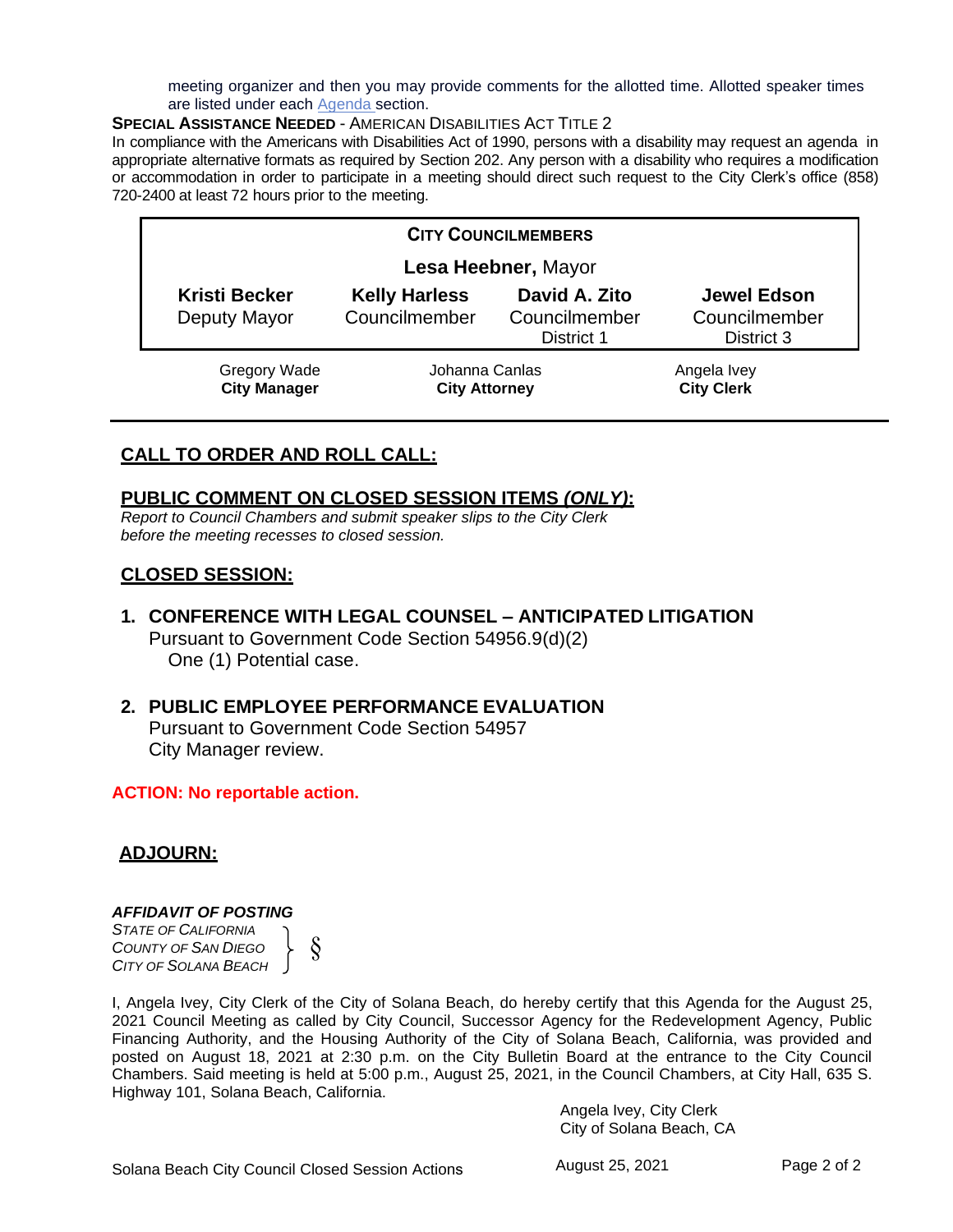meeting organizer and then you may provide comments for the allotted time. Allotted speaker times are listed under each Agenda section.

**SPECIAL ASSISTANCE NEEDED** - AMERICAN DISABILITIES ACT TITLE 2

In compliance with the Americans with Disabilities Act of 1990, persons with a disability may request an agenda in appropriate alternative formats as required by Section 202. Any person with a disability who requires a modification or accommodation in order to participate in a meeting should direct such request to the City Clerk's office (858) 720-2400 at least 72 hours prior to the meeting.

| | | | |
|---|---|---|---|
| **CITY COUNCILMEMBERS** | | | |
| **Lesa Heebner,** Mayor | | | |
| **Kristi Becker** Deputy Mayor | **Kelly Harless** Councilmember | **David A. Zito** Councilmember District 1 | **Jewel Edson** Councilmember District 3 |

| | | |
|---|---|---|
| Gregory Wade **City Manager** | Johanna Canlas **City Attorney** | Angela Ivey **City Clerk** |

## CALL TO ORDER AND ROLL CALL:

## PUBLIC COMMENT ON CLOSED SESSION ITEMS *(ONLY)*:

*Report to Council Chambers and submit speaker slips to the City Clerk before the meeting recesses to closed session.*

## CLOSED SESSION:

**1. CONFERENCE WITH LEGAL COUNSEL – ANTICIPATED LITIGATION**
Pursuant to Government Code Section 54956.9(d)(2)
One (1) Potential case.

**2. PUBLIC EMPLOYEE PERFORMANCE EVALUATION**
Pursuant to Government Code Section 54957
City Manager review.

**ACTION: No reportable action.**

## ADJOURN:

***AFFIDAVIT OF POSTING***

*STATE OF CALIFORNIA*
*COUNTY OF SAN DIEGO* §
*CITY OF SOLANA BEACH*

I, Angela Ivey, City Clerk of the City of Solana Beach, do hereby certify that this Agenda for the August 25, 2021 Council Meeting as called by City Council, Successor Agency for the Redevelopment Agency, Public Financing Authority, and the Housing Authority of the City of Solana Beach, California, was provided and posted on August 18, 2021 at 2:30 p.m. on the City Bulletin Board at the entrance to the City Council Chambers. Said meeting is held at 5:00 p.m., August 25, 2021, in the Council Chambers, at City Hall, 635 S. Highway 101, Solana Beach, California.

Angela Ivey, City Clerk
City of Solana Beach, CA